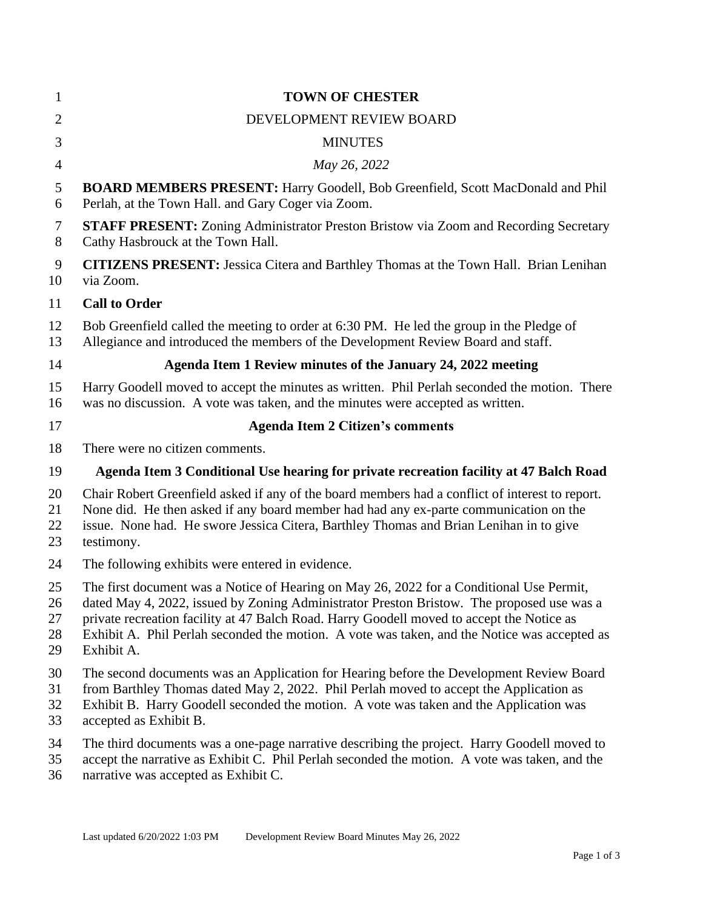# TOWN OF CHESTER

DEVELOPMENT REVIEW BOARD

MINUTES

*May 26, 2022*

**BOARD MEMBERS PRESENT:** Harry Goodell, Bob Greenfield, Scott MacDonald and Phil Perlah, at the Town Hall. and Gary Coger via Zoom.

**STAFF PRESENT:** Zoning Administrator Preston Bristow via Zoom and Recording Secretary Cathy Hasbrouck at the Town Hall.

**CITIZENS PRESENT:** Jessica Citera and Barthley Thomas at the Town Hall. Brian Lenihan via Zoom.

**Call to Order**

Bob Greenfield called the meeting to order at 6:30 PM. He led the group in the Pledge of Allegiance and introduced the members of the Development Review Board and staff.

## Agenda Item 1 Review minutes of the January 24, 2022 meeting

Harry Goodell moved to accept the minutes as written. Phil Perlah seconded the motion. There was no discussion. A vote was taken, and the minutes were accepted as written.

## Agenda Item 2 Citizen's comments

There were no citizen comments.

## Agenda Item 3 Conditional Use hearing for private recreation facility at 47 Balch Road

Chair Robert Greenfield asked if any of the board members had a conflict of interest to report. None did. He then asked if any board member had had any ex-parte communication on the issue. None had. He swore Jessica Citera, Barthley Thomas and Brian Lenihan in to give testimony.

The following exhibits were entered in evidence.

The first document was a Notice of Hearing on May 26, 2022 for a Conditional Use Permit, dated May 4, 2022, issued by Zoning Administrator Preston Bristow. The proposed use was a private recreation facility at 47 Balch Road. Harry Goodell moved to accept the Notice as Exhibit A. Phil Perlah seconded the motion. A vote was taken, and the Notice was accepted as Exhibit A.

The second documents was an Application for Hearing before the Development Review Board from Barthley Thomas dated May 2, 2022. Phil Perlah moved to accept the Application as Exhibit B. Harry Goodell seconded the motion. A vote was taken and the Application was accepted as Exhibit B.

The third documents was a one-page narrative describing the project. Harry Goodell moved to accept the narrative as Exhibit C. Phil Perlah seconded the motion. A vote was taken, and the narrative was accepted as Exhibit C.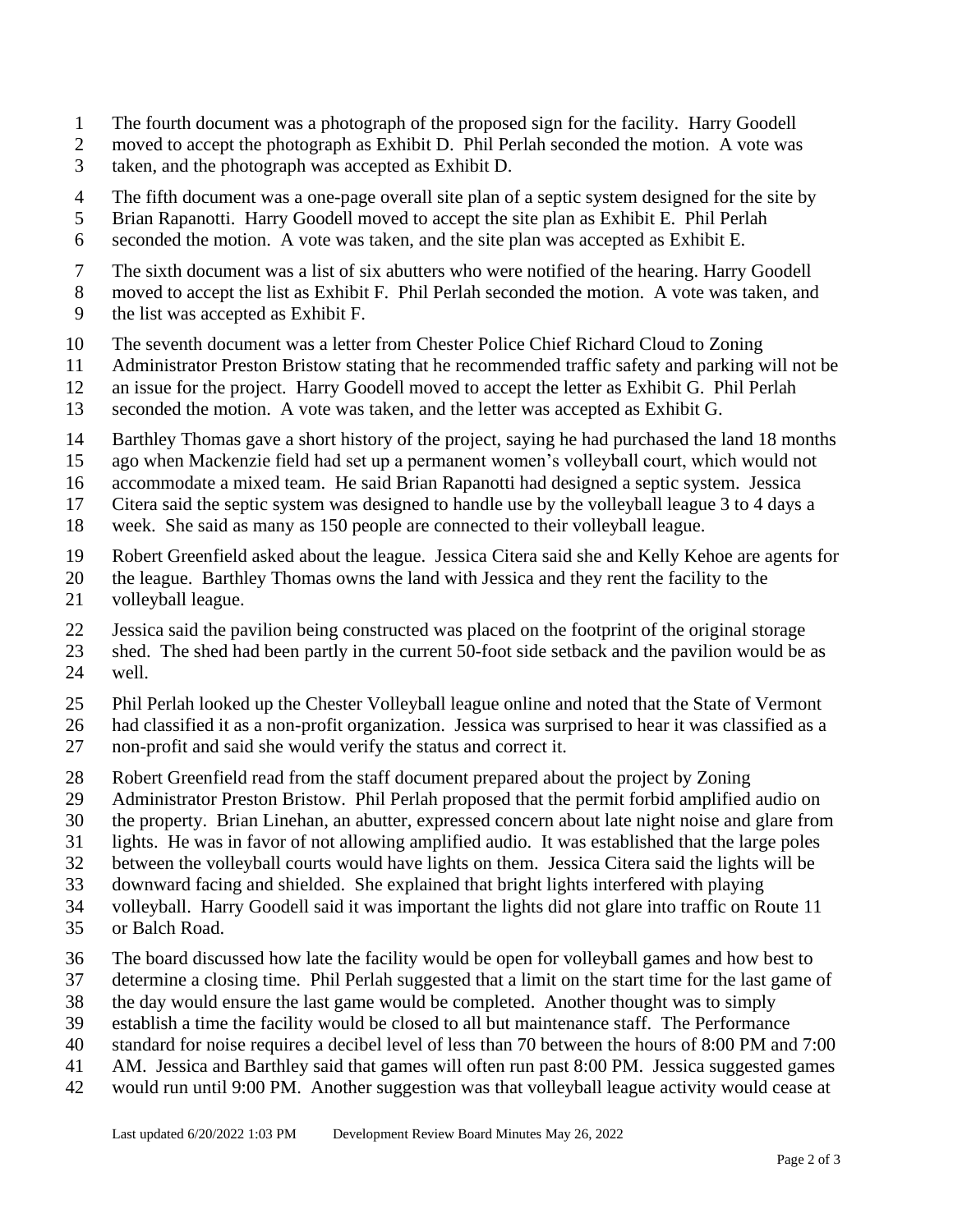The fourth document was a photograph of the proposed sign for the facility. Harry Goodell moved to accept the photograph as Exhibit D. Phil Perlah seconded the motion. A vote was taken, and the photograph was accepted as Exhibit D.

The fifth document was a one-page overall site plan of a septic system designed for the site by Brian Rapanotti. Harry Goodell moved to accept the site plan as Exhibit E. Phil Perlah seconded the motion. A vote was taken, and the site plan was accepted as Exhibit E.

The sixth document was a list of six abutters who were notified of the hearing. Harry Goodell moved to accept the list as Exhibit F. Phil Perlah seconded the motion. A vote was taken, and the list was accepted as Exhibit F.

The seventh document was a letter from Chester Police Chief Richard Cloud to Zoning Administrator Preston Bristow stating that he recommended traffic safety and parking will not be an issue for the project. Harry Goodell moved to accept the letter as Exhibit G. Phil Perlah seconded the motion. A vote was taken, and the letter was accepted as Exhibit G.

Barthley Thomas gave a short history of the project, saying he had purchased the land 18 months ago when Mackenzie field had set up a permanent women's volleyball court, which would not accommodate a mixed team. He said Brian Rapanotti had designed a septic system. Jessica Citera said the septic system was designed to handle use by the volleyball league 3 to 4 days a week. She said as many as 150 people are connected to their volleyball league.

Robert Greenfield asked about the league. Jessica Citera said she and Kelly Kehoe are agents for the league. Barthley Thomas owns the land with Jessica and they rent the facility to the volleyball league.

Jessica said the pavilion being constructed was placed on the footprint of the original storage shed. The shed had been partly in the current 50-foot side setback and the pavilion would be as well.

Phil Perlah looked up the Chester Volleyball league online and noted that the State of Vermont had classified it as a non-profit organization. Jessica was surprised to hear it was classified as a non-profit and said she would verify the status and correct it.

Robert Greenfield read from the staff document prepared about the project by Zoning Administrator Preston Bristow. Phil Perlah proposed that the permit forbid amplified audio on the property. Brian Linehan, an abutter, expressed concern about late night noise and glare from lights. He was in favor of not allowing amplified audio. It was established that the large poles between the volleyball courts would have lights on them. Jessica Citera said the lights will be downward facing and shielded. She explained that bright lights interfered with playing volleyball. Harry Goodell said it was important the lights did not glare into traffic on Route 11 or Balch Road.

The board discussed how late the facility would be open for volleyball games and how best to determine a closing time. Phil Perlah suggested that a limit on the start time for the last game of the day would ensure the last game would be completed. Another thought was to simply establish a time the facility would be closed to all but maintenance staff. The Performance standard for noise requires a decibel level of less than 70 between the hours of 8:00 PM and 7:00 AM. Jessica and Barthley said that games will often run past 8:00 PM. Jessica suggested games would run until 9:00 PM. Another suggestion was that volleyball league activity would cease at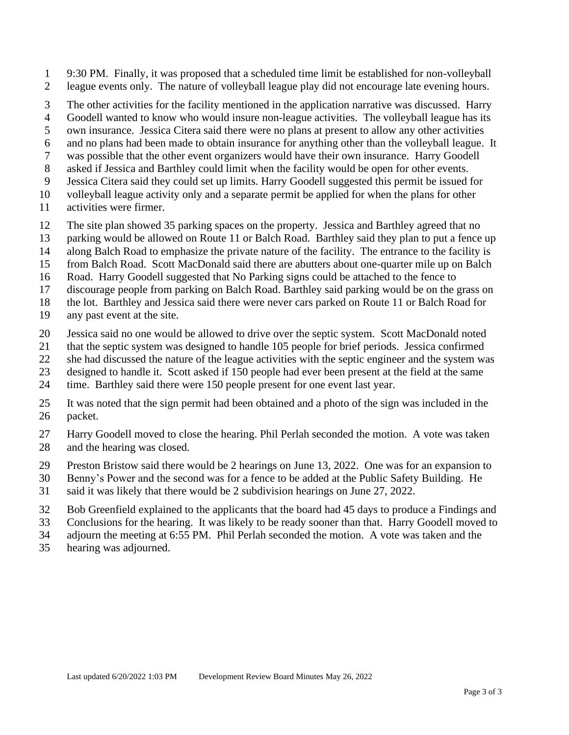9:30 PM. Finally, it was proposed that a scheduled time limit be established for non-volleyball league events only. The nature of volleyball league play did not encourage late evening hours.

The other activities for the facility mentioned in the application narrative was discussed. Harry Goodell wanted to know who would insure non-league activities. The volleyball league has its own insurance. Jessica Citera said there were no plans at present to allow any other activities and no plans had been made to obtain insurance for anything other than the volleyball league. It was possible that the other event organizers would have their own insurance. Harry Goodell asked if Jessica and Barthley could limit when the facility would be open for other events. Jessica Citera said they could set up limits. Harry Goodell suggested this permit be issued for volleyball league activity only and a separate permit be applied for when the plans for other activities were firmer.

The site plan showed 35 parking spaces on the property. Jessica and Barthley agreed that no parking would be allowed on Route 11 or Balch Road. Barthley said they plan to put a fence up along Balch Road to emphasize the private nature of the facility. The entrance to the facility is from Balch Road. Scott MacDonald said there are abutters about one-quarter mile up on Balch Road. Harry Goodell suggested that No Parking signs could be attached to the fence to discourage people from parking on Balch Road. Barthley said parking would be on the grass on the lot. Barthley and Jessica said there were never cars parked on Route 11 or Balch Road for any past event at the site.

Jessica said no one would be allowed to drive over the septic system. Scott MacDonald noted that the septic system was designed to handle 105 people for brief periods. Jessica confirmed she had discussed the nature of the league activities with the septic engineer and the system was designed to handle it. Scott asked if 150 people had ever been present at the field at the same time. Barthley said there were 150 people present for one event last year.

It was noted that the sign permit had been obtained and a photo of the sign was included in the packet.

Harry Goodell moved to close the hearing. Phil Perlah seconded the motion. A vote was taken and the hearing was closed.

Preston Bristow said there would be 2 hearings on June 13, 2022. One was for an expansion to Benny's Power and the second was for a fence to be added at the Public Safety Building. He said it was likely that there would be 2 subdivision hearings on June 27, 2022.

Bob Greenfield explained to the applicants that the board had 45 days to produce a Findings and Conclusions for the hearing. It was likely to be ready sooner than that. Harry Goodell moved to adjourn the meeting at 6:55 PM. Phil Perlah seconded the motion. A vote was taken and the hearing was adjourned.

Last updated 6/20/2022 1:03 PM Development Review Board Minutes May 26, 2022